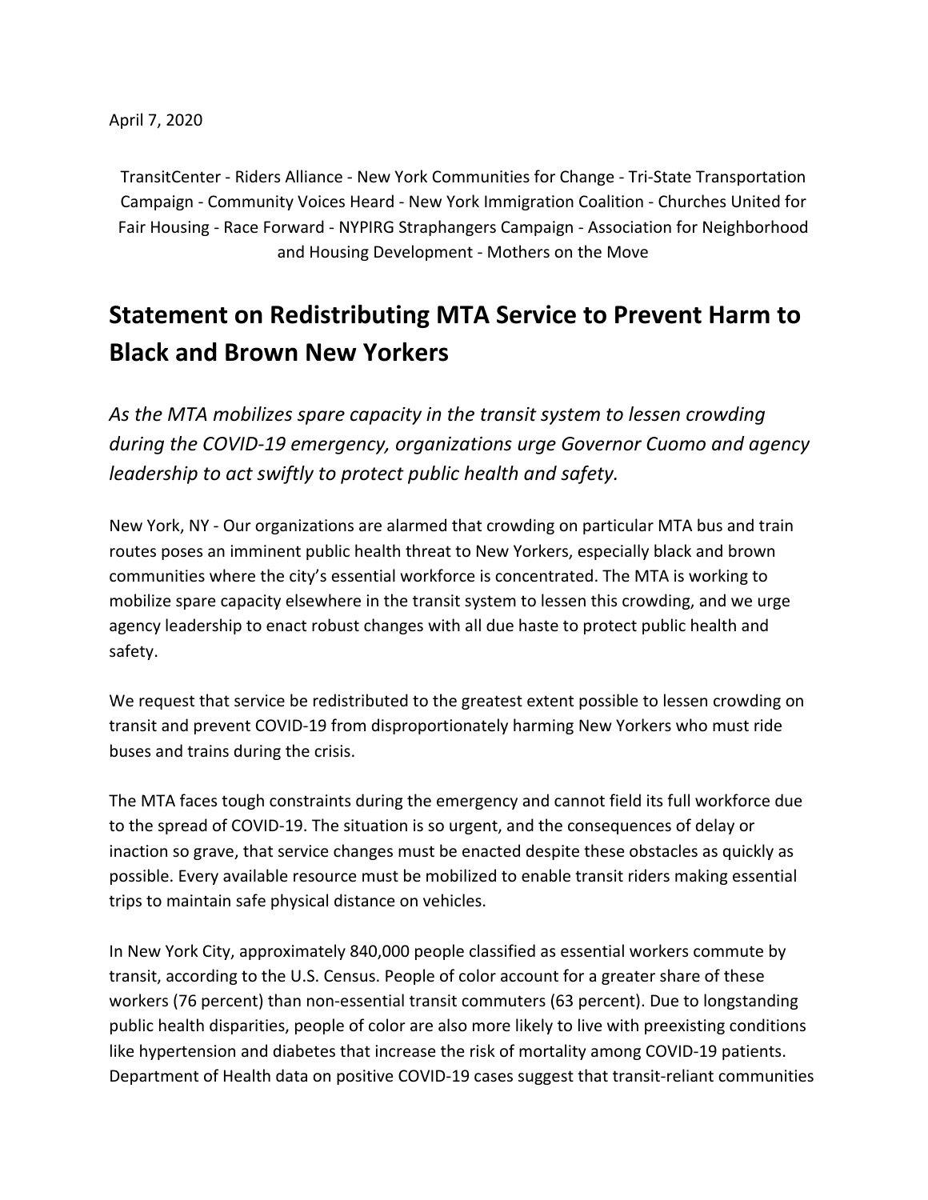April 7, 2020

TransitCenter - Riders Alliance - New York Communities for Change - Tri-State Transportation Campaign - Community Voices Heard - New York Immigration Coalition - Churches United for Fair Housing - Race Forward - NYPIRG Straphangers Campaign - Association for Neighborhood and Housing Development - Mothers on the Move

# Statement on Redistributing MTA Service to Prevent Harm to Black and Brown New Yorkers

*As the MTA mobilizes spare capacity in the transit system to lessen crowding during the COVID-19 emergency, organizations urge Governor Cuomo and agency leadership to act swiftly to protect public health and safety.*

New York, NY - Our organizations are alarmed that crowding on particular MTA bus and train routes poses an imminent public health threat to New Yorkers, especially black and brown communities where the city's essential workforce is concentrated. The MTA is working to mobilize spare capacity elsewhere in the transit system to lessen this crowding, and we urge agency leadership to enact robust changes with all due haste to protect public health and safety.

We request that service be redistributed to the greatest extent possible to lessen crowding on transit and prevent COVID-19 from disproportionately harming New Yorkers who must ride buses and trains during the crisis.

The MTA faces tough constraints during the emergency and cannot field its full workforce due to the spread of COVID-19. The situation is so urgent, and the consequences of delay or inaction so grave, that service changes must be enacted despite these obstacles as quickly as possible. Every available resource must be mobilized to enable transit riders making essential trips to maintain safe physical distance on vehicles.

In New York City, approximately 840,000 people classified as essential workers commute by transit, according to the U.S. Census. People of color account for a greater share of these workers (76 percent) than non-essential transit commuters (63 percent). Due to longstanding public health disparities, people of color are also more likely to live with preexisting conditions like hypertension and diabetes that increase the risk of mortality among COVID-19 patients. Department of Health data on positive COVID-19 cases suggest that transit-reliant communities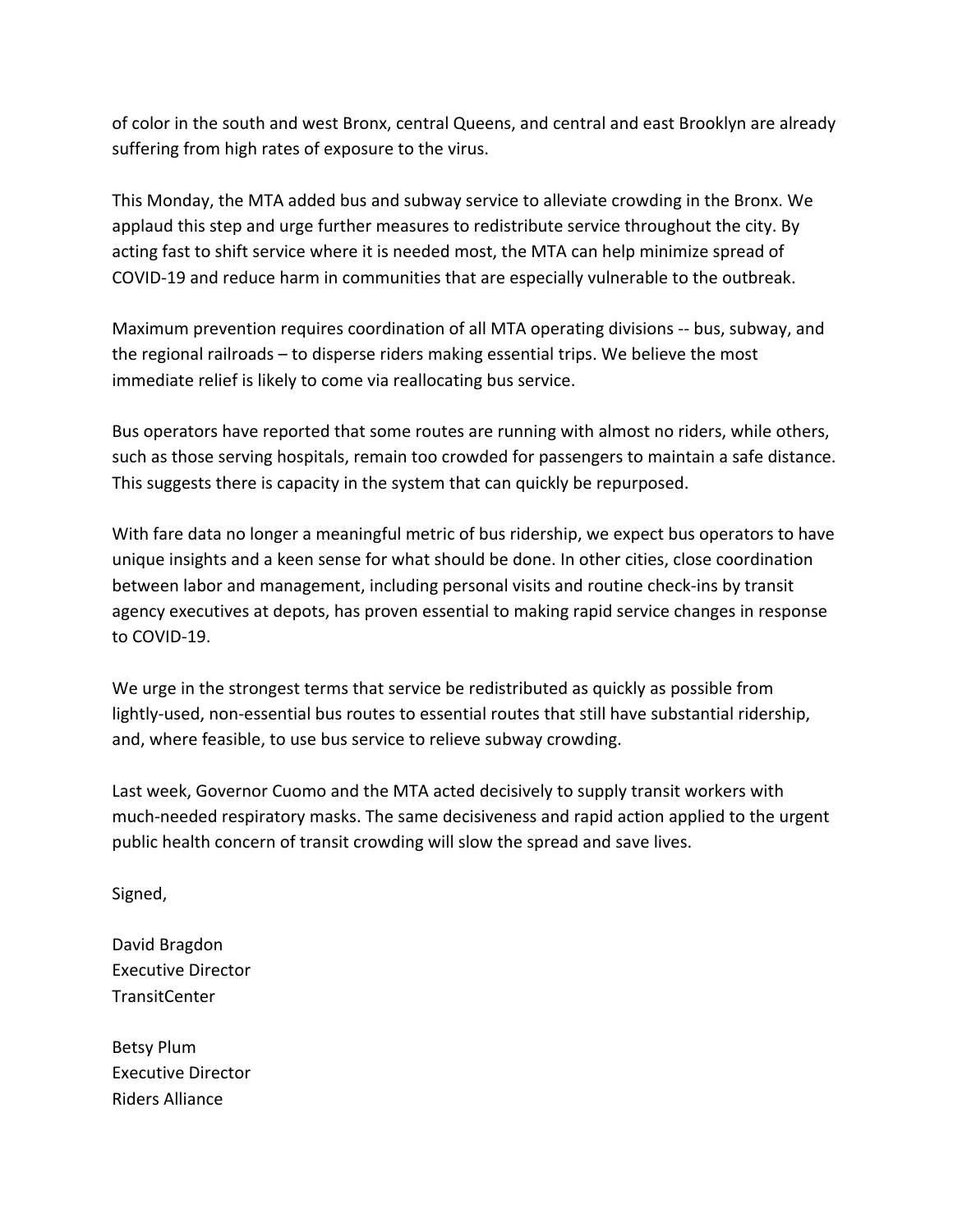of color in the south and west Bronx, central Queens, and central and east Brooklyn are already suffering from high rates of exposure to the virus.

This Monday, the MTA added bus and subway service to alleviate crowding in the Bronx. We applaud this step and urge further measures to redistribute service throughout the city. By acting fast to shift service where it is needed most, the MTA can help minimize spread of COVID-19 and reduce harm in communities that are especially vulnerable to the outbreak.

Maximum prevention requires coordination of all MTA operating divisions -- bus, subway, and the regional railroads – to disperse riders making essential trips. We believe the most immediate relief is likely to come via reallocating bus service.

Bus operators have reported that some routes are running with almost no riders, while others, such as those serving hospitals, remain too crowded for passengers to maintain a safe distance. This suggests there is capacity in the system that can quickly be repurposed.

With fare data no longer a meaningful metric of bus ridership, we expect bus operators to have unique insights and a keen sense for what should be done. In other cities, close coordination between labor and management, including personal visits and routine check-ins by transit agency executives at depots, has proven essential to making rapid service changes in response to COVID-19.

We urge in the strongest terms that service be redistributed as quickly as possible from lightly-used, non-essential bus routes to essential routes that still have substantial ridership, and, where feasible, to use bus service to relieve subway crowding.

Last week, Governor Cuomo and the MTA acted decisively to supply transit workers with much-needed respiratory masks. The same decisiveness and rapid action applied to the urgent public health concern of transit crowding will slow the spread and save lives.

Signed,

David Bragdon
Executive Director
TransitCenter

Betsy Plum
Executive Director
Riders Alliance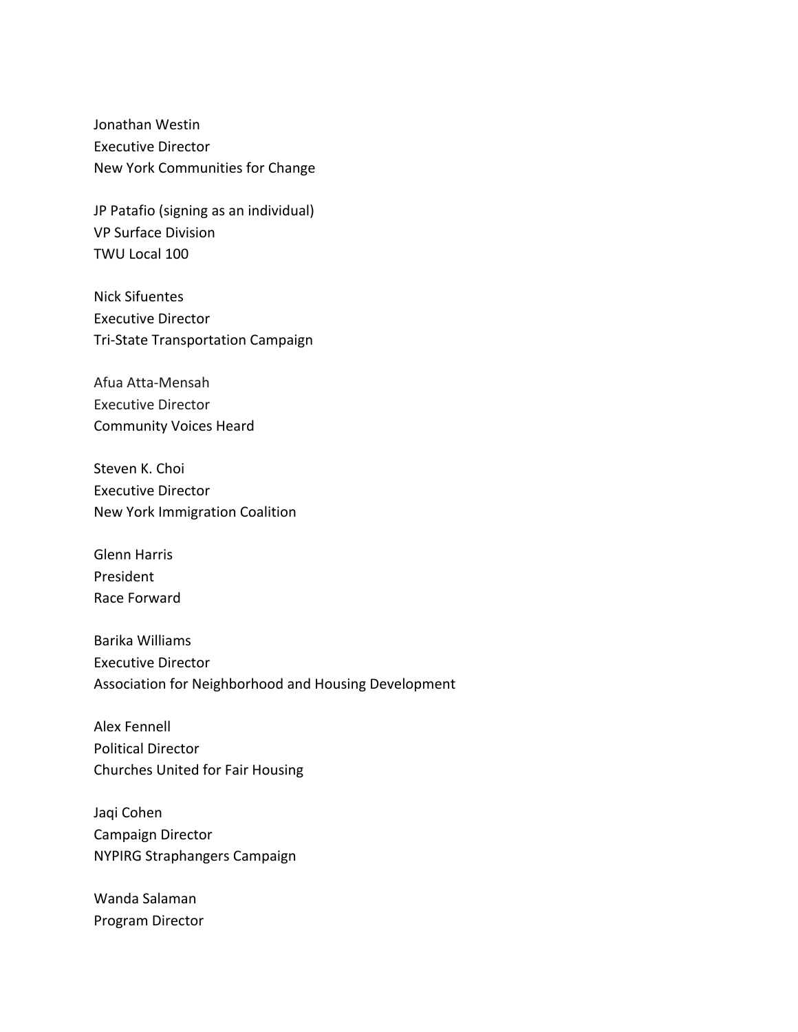Jonathan Westin
Executive Director
New York Communities for Change

JP Patafio (signing as an individual)
VP Surface Division
TWU Local 100

Nick Sifuentes
Executive Director
Tri-State Transportation Campaign

Afua Atta-Mensah
Executive Director
Community Voices Heard

Steven K. Choi
Executive Director
New York Immigration Coalition

Glenn Harris
President
Race Forward

Barika Williams
Executive Director
Association for Neighborhood and Housing Development

Alex Fennell
Political Director
Churches United for Fair Housing

Jaqi Cohen
Campaign Director
NYPIRG Straphangers Campaign

Wanda Salaman
Program Director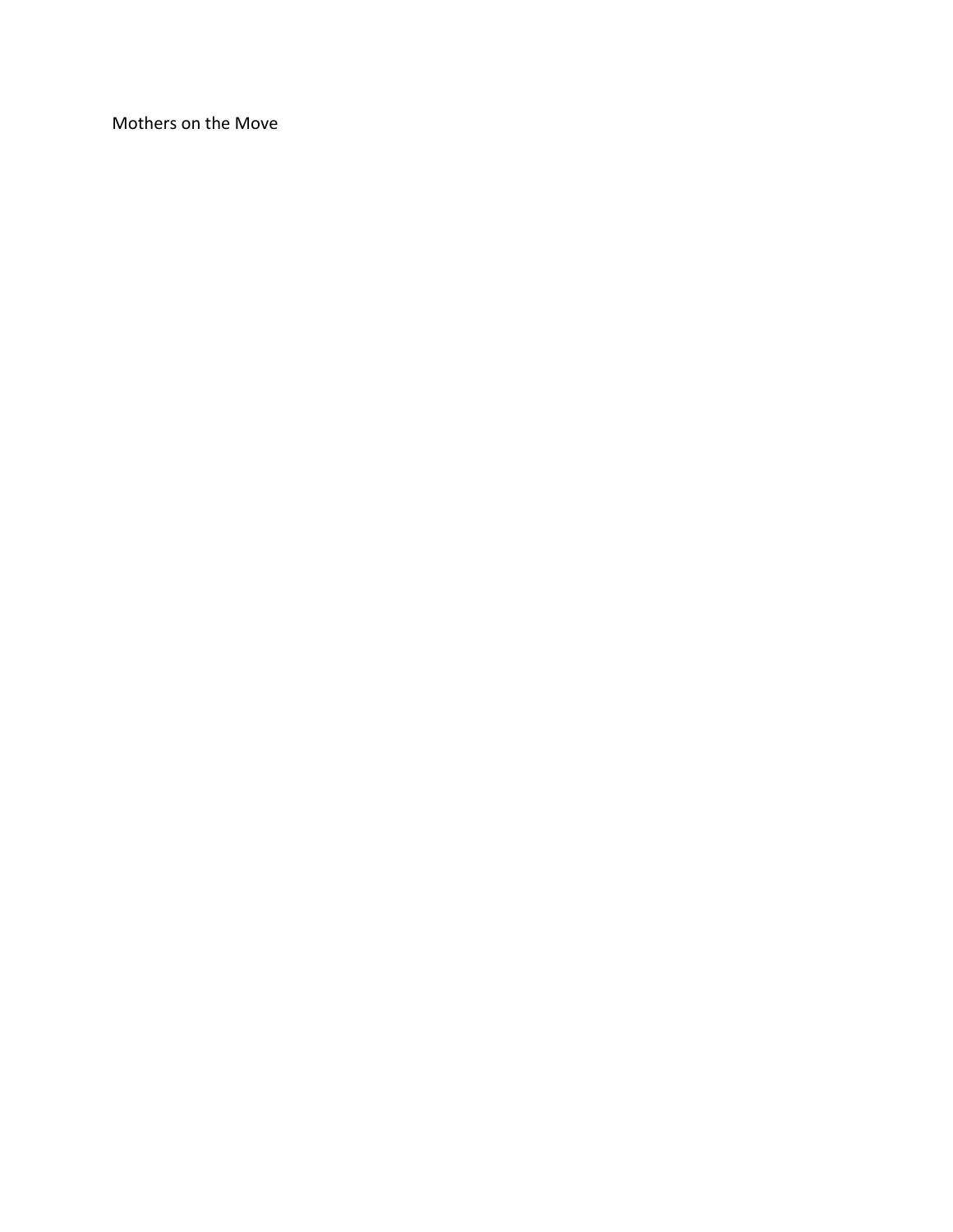Mothers on the Move